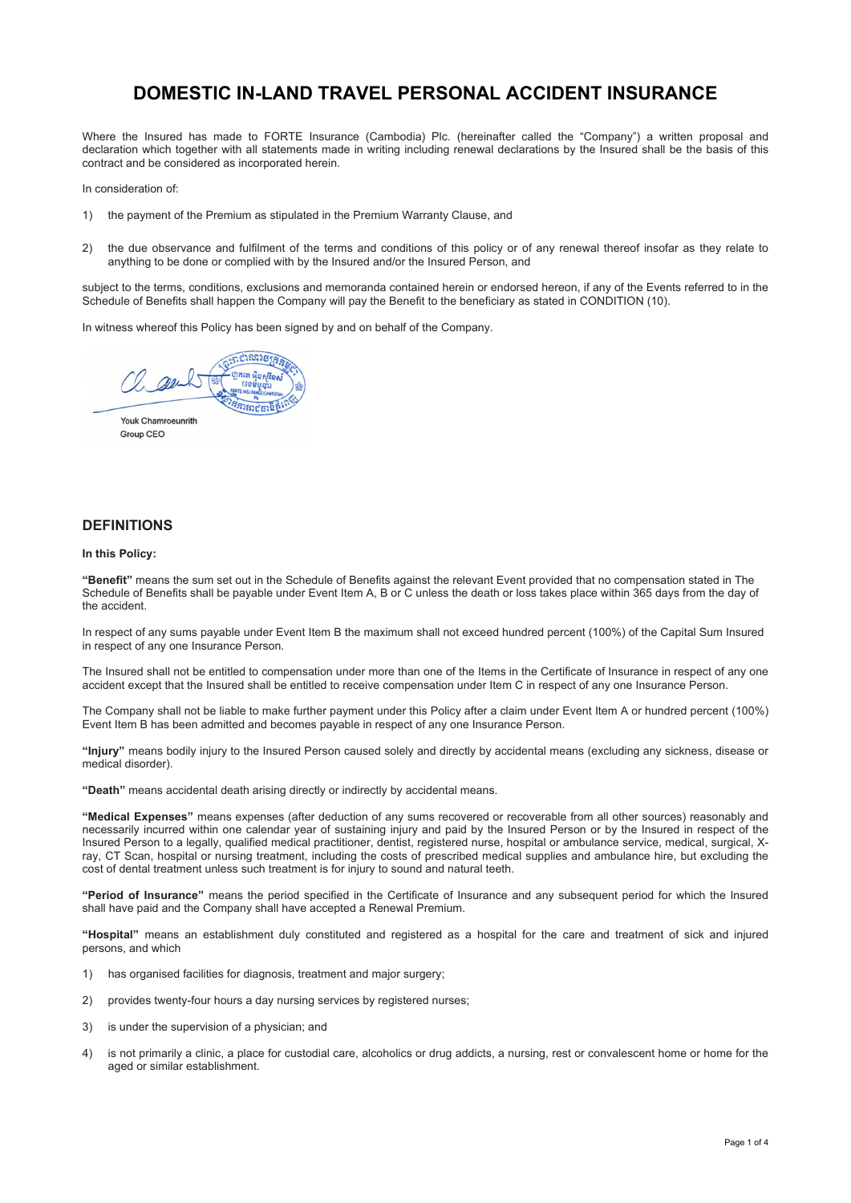# DOMESTIC IN-LAND TRAVEL PERSONAL ACCIDENT INSURANCE

Where the Insured has made to FORTE Insurance (Cambodia) Plc. (hereinafter called the "Company") a written proposal and declaration which together with all statements made in writing including renewal declarations by the Insured shall be the basis of this contract and be considered as incorporated herein.

In consideration of:

1) the payment of the Premium as stipulated in the Premium Warranty Clause, and

2) the due observance and fulfilment of the terms and conditions of this policy or of any renewal thereof insofar as they relate to anything to be done or complied with by the Insured and/or the Insured Person, and

subject to the terms, conditions, exclusions and memoranda contained herein or endorsed hereon, if any of the Events referred to in the Schedule of Benefits shall happen the Company will pay the Benefit to the beneficiary as stated in CONDITION (10).

In witness whereof this Policy has been signed by and on behalf of the Company.

Youk Chamroeunrith
Group CEO

## DEFINITIONS

**In this Policy:**

**"Benefit"** means the sum set out in the Schedule of Benefits against the relevant Event provided that no compensation stated in The Schedule of Benefits shall be payable under Event Item A, B or C unless the death or loss takes place within 365 days from the day of the accident.

In respect of any sums payable under Event Item B the maximum shall not exceed hundred percent (100%) of the Capital Sum Insured in respect of any one Insurance Person.

The Insured shall not be entitled to compensation under more than one of the Items in the Certificate of Insurance in respect of any one accident except that the Insured shall be entitled to receive compensation under Item C in respect of any one Insurance Person.

The Company shall not be liable to make further payment under this Policy after a claim under Event Item A or hundred percent (100%) Event Item B has been admitted and becomes payable in respect of any one Insurance Person.

**"Injury"** means bodily injury to the Insured Person caused solely and directly by accidental means (excluding any sickness, disease or medical disorder).

**"Death"** means accidental death arising directly or indirectly by accidental means.

**"Medical Expenses"** means expenses (after deduction of any sums recovered or recoverable from all other sources) reasonably and necessarily incurred within one calendar year of sustaining injury and paid by the Insured Person or by the Insured in respect of the Insured Person to a legally, qualified medical practitioner, dentist, registered nurse, hospital or ambulance service, medical, surgical, X-ray, CT Scan, hospital or nursing treatment, including the costs of prescribed medical supplies and ambulance hire, but excluding the cost of dental treatment unless such treatment is for injury to sound and natural teeth.

**"Period of Insurance"** means the period specified in the Certificate of Insurance and any subsequent period for which the Insured shall have paid and the Company shall have accepted a Renewal Premium.

**"Hospital"** means an establishment duly constituted and registered as a hospital for the care and treatment of sick and injured persons, and which

1) has organised facilities for diagnosis, treatment and major surgery;

2) provides twenty-four hours a day nursing services by registered nurses;

3) is under the supervision of a physician; and

4) is not primarily a clinic, a place for custodial care, alcoholics or drug addicts, a nursing, rest or convalescent home or home for the aged or similar establishment.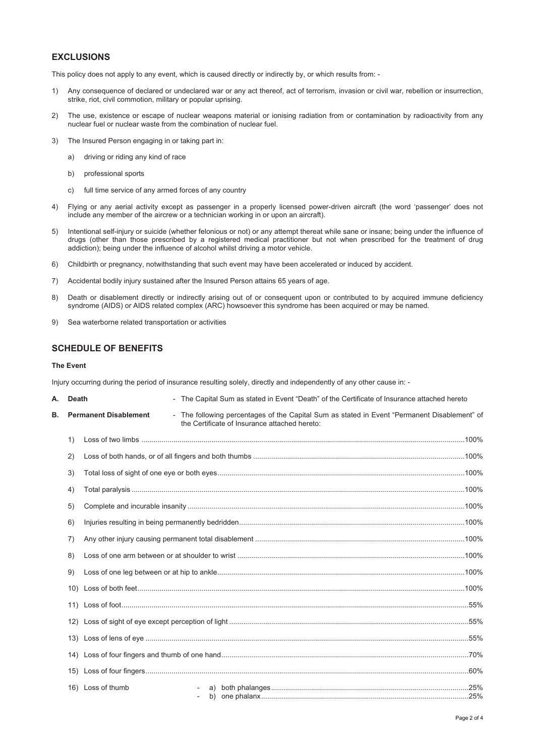## EXCLUSIONS

This policy does not apply to any event, which is caused directly or indirectly by, or which results from: -

1) Any consequence of declared or undeclared war or any act thereof, act of terrorism, invasion or civil war, rebellion or insurrection, strike, riot, civil commotion, military or popular uprising.

2) The use, existence or escape of nuclear weapons material or ionising radiation from or contamination by radioactivity from any nuclear fuel or nuclear waste from the combination of nuclear fuel.

3) The Insured Person engaging in or taking part in:

   a) driving or riding any kind of race

   b) professional sports

   c) full time service of any armed forces of any country

4) Flying or any aerial activity except as passenger in a properly licensed power-driven aircraft (the word 'passenger' does not include any member of the aircrew or a technician working in or upon an aircraft).

5) Intentional self-injury or suicide (whether felonious or not) or any attempt thereat while sane or insane; being under the influence of drugs (other than those prescribed by a registered medical practitioner but not when prescribed for the treatment of drug addiction); being under the influence of alcohol whilst driving a motor vehicle.

6) Childbirth or pregnancy, notwithstanding that such event may have been accelerated or induced by accident.

7) Accidental bodily injury sustained after the Insured Person attains 65 years of age.

8) Death or disablement directly or indirectly arising out of or consequent upon or contributed to by acquired immune deficiency syndrome (AIDS) or AIDS related complex (ARC) howsoever this syndrome has been acquired or may be named.

9) Sea waterborne related transportation or activities

## SCHEDULE OF BENEFITS

### The Event

Injury occurring during the period of insurance resulting solely, directly and independently of any other cause in: -

**A. Death** - The Capital Sum as stated in Event "Death" of the Certificate of Insurance attached hereto

**B. Permanent Disablement** - The following percentages of the Capital Sum as stated in Event "Permanent Disablement" of the Certificate of Insurance attached hereto:

| | | |
|---|---|---|
| 1) | Loss of two limbs | 100% |
| 2) | Loss of both hands, or of all fingers and both thumbs | 100% |
| 3) | Total loss of sight of one eye or both eyes | 100% |
| 4) | Total paralysis | 100% |
| 5) | Complete and incurable insanity | 100% |
| 6) | Injuries resulting in being permanently bedridden | 100% |
| 7) | Any other injury causing permanent total disablement | 100% |
| 8) | Loss of one arm between or at shoulder to wrist | 100% |
| 9) | Loss of one leg between or at hip to ankle | 100% |
| 10) | Loss of both feet | 100% |
| 11) | Loss of foot | 55% |
| 12) | Loss of sight of eye except perception of light | 55% |
| 13) | Loss of lens of eye | 55% |
| 14) | Loss of four fingers and thumb of one hand | 70% |
| 15) | Loss of four fingers | 60% |
| 16) | Loss of thumb - a) both phalanges | 25% |
| | - b) one phalanx | 25% |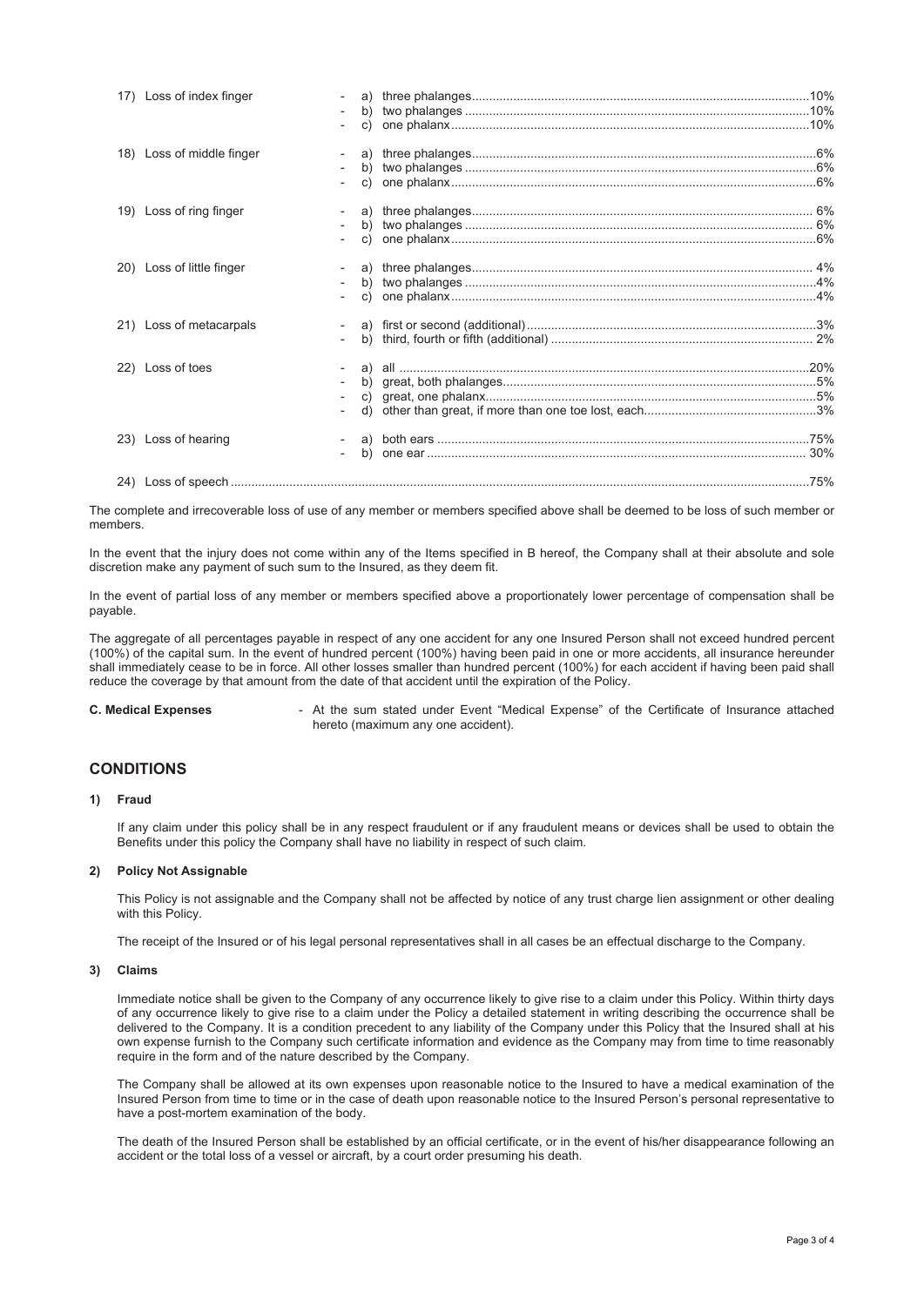| Item | Sub-item | Percentage |
|---|---|---|
| 17) Loss of index finger | a) three phalanges | 10% |
| | b) two phalanges | 10% |
| | c) one phalanx | 10% |
| 18) Loss of middle finger | a) three phalanges | 6% |
| | b) two phalanges | 6% |
| | c) one phalanx | 6% |
| 19) Loss of ring finger | a) three phalanges | 6% |
| | b) two phalanges | 6% |
| | c) one phalanx | 6% |
| 20) Loss of little finger | a) three phalanges | 4% |
| | b) two phalanges | 4% |
| | c) one phalanx | 4% |
| 21) Loss of metacarpals | a) first or second (additional) | 3% |
| | b) third, fourth or fifth (additional) | 2% |
| 22) Loss of toes | a) all | 20% |
| | b) great, both phalanges | 5% |
| | c) great, one phalanx | 5% |
| | d) other than great, if more than one toe lost, each | 3% |
| 23) Loss of hearing | a) both ears | 75% |
| | b) one ear | 30% |
| 24) Loss of speech | | 75% |

The complete and irrecoverable loss of use of any member or members specified above shall be deemed to be loss of such member or members.

In the event that the injury does not come within any of the Items specified in B hereof, the Company shall at their absolute and sole discretion make any payment of such sum to the Insured, as they deem fit.

In the event of partial loss of any member or members specified above a proportionately lower percentage of compensation shall be payable.

The aggregate of all percentages payable in respect of any one accident for any one Insured Person shall not exceed hundred percent (100%) of the capital sum. In the event of hundred percent (100%) having been paid in one or more accidents, all insurance hereunder shall immediately cease to be in force. All other losses smaller than hundred percent (100%) for each accident if having been paid shall reduce the coverage by that amount from the date of that accident until the expiration of the Policy.

**C. Medical Expenses** - At the sum stated under Event "Medical Expense" of the Certificate of Insurance attached hereto (maximum any one accident).

## CONDITIONS

### 1) Fraud

If any claim under this policy shall be in any respect fraudulent or if any fraudulent means or devices shall be used to obtain the Benefits under this policy the Company shall have no liability in respect of such claim.

### 2) Policy Not Assignable

This Policy is not assignable and the Company shall not be affected by notice of any trust charge lien assignment or other dealing with this Policy.

The receipt of the Insured or of his legal personal representatives shall in all cases be an effectual discharge to the Company.

### 3) Claims

Immediate notice shall be given to the Company of any occurrence likely to give rise to a claim under this Policy. Within thirty days of any occurrence likely to give rise to a claim under the Policy a detailed statement in writing describing the occurrence shall be delivered to the Company. It is a condition precedent to any liability of the Company under this Policy that the Insured shall at his own expense furnish to the Company such certificate information and evidence as the Company may from time to time reasonably require in the form and of the nature described by the Company.

The Company shall be allowed at its own expenses upon reasonable notice to the Insured to have a medical examination of the Insured Person from time to time or in the case of death upon reasonable notice to the Insured Person's personal representative to have a post-mortem examination of the body.

The death of the Insured Person shall be established by an official certificate, or in the event of his/her disappearance following an accident or the total loss of a vessel or aircraft, by a court order presuming his death.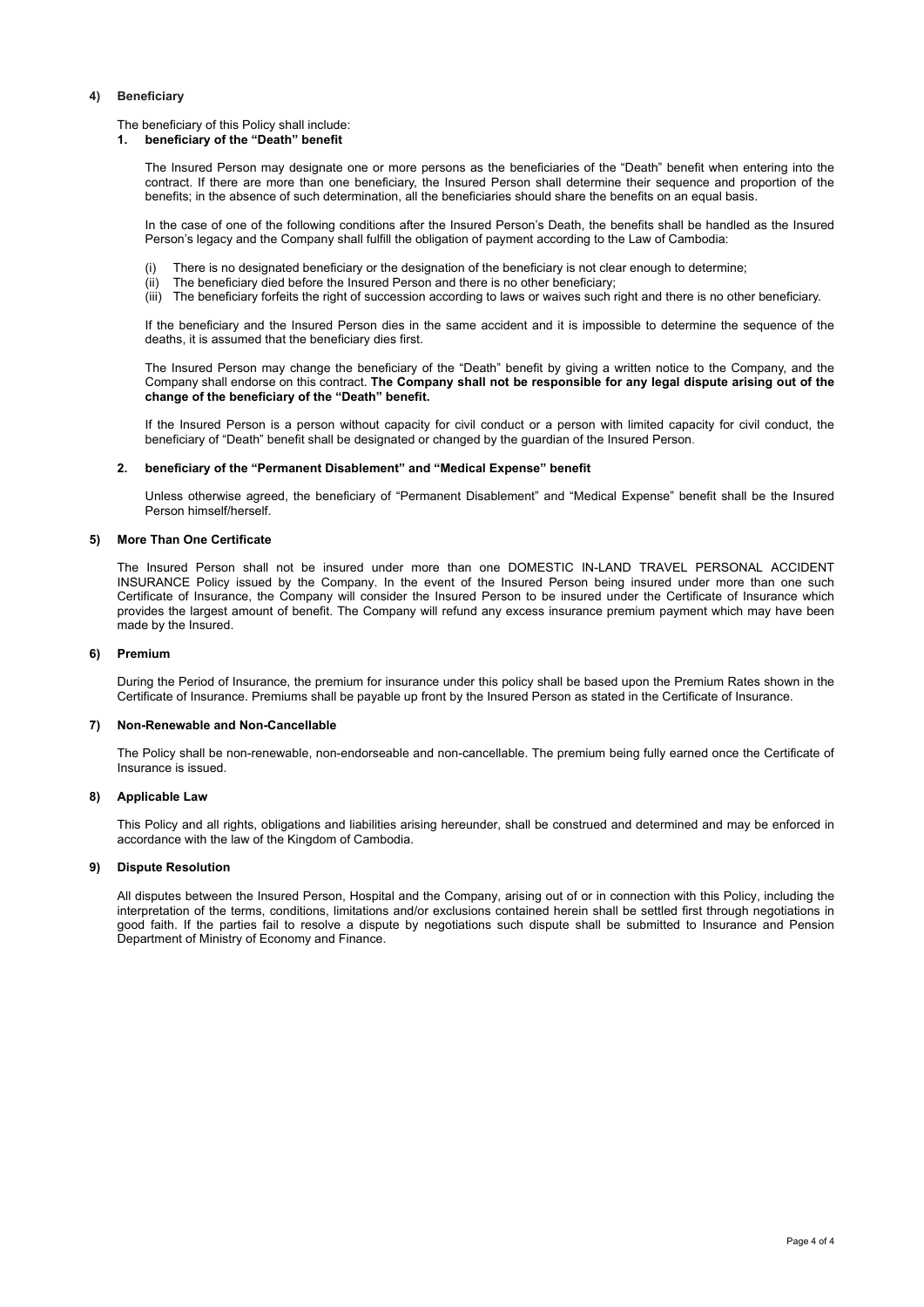**4) Beneficiary**

The beneficiary of this Policy shall include:

**1. beneficiary of the "Death" benefit**

The Insured Person may designate one or more persons as the beneficiaries of the "Death" benefit when entering into the contract. If there are more than one beneficiary, the Insured Person shall determine their sequence and proportion of the benefits; in the absence of such determination, all the beneficiaries should share the benefits on an equal basis.

In the case of one of the following conditions after the Insured Person's Death, the benefits shall be handled as the Insured Person's legacy and the Company shall fulfill the obligation of payment according to the Law of Cambodia:

(i) There is no designated beneficiary or the designation of the beneficiary is not clear enough to determine;
(ii) The beneficiary died before the Insured Person and there is no other beneficiary;
(iii) The beneficiary forfeits the right of succession according to laws or waives such right and there is no other beneficiary.

If the beneficiary and the Insured Person dies in the same accident and it is impossible to determine the sequence of the deaths, it is assumed that the beneficiary dies first.

The Insured Person may change the beneficiary of the "Death" benefit by giving a written notice to the Company, and the Company shall endorse on this contract. **The Company shall not be responsible for any legal dispute arising out of the change of the beneficiary of the "Death" benefit.**

If the Insured Person is a person without capacity for civil conduct or a person with limited capacity for civil conduct, the beneficiary of "Death" benefit shall be designated or changed by the guardian of the Insured Person.

**2. beneficiary of the "Permanent Disablement" and "Medical Expense" benefit**

Unless otherwise agreed, the beneficiary of "Permanent Disablement" and "Medical Expense" benefit shall be the Insured Person himself/herself.

**5) More Than One Certificate**

The Insured Person shall not be insured under more than one DOMESTIC IN-LAND TRAVEL PERSONAL ACCIDENT INSURANCE Policy issued by the Company. In the event of the Insured Person being insured under more than one such Certificate of Insurance, the Company will consider the Insured Person to be insured under the Certificate of Insurance which provides the largest amount of benefit. The Company will refund any excess insurance premium payment which may have been made by the Insured.

**6) Premium**

During the Period of Insurance, the premium for insurance under this policy shall be based upon the Premium Rates shown in the Certificate of Insurance. Premiums shall be payable up front by the Insured Person as stated in the Certificate of Insurance.

**7) Non-Renewable and Non-Cancellable**

The Policy shall be non-renewable, non-endorseable and non-cancellable. The premium being fully earned once the Certificate of Insurance is issued.

**8) Applicable Law**

This Policy and all rights, obligations and liabilities arising hereunder, shall be construed and determined and may be enforced in accordance with the law of the Kingdom of Cambodia.

**9) Dispute Resolution**

All disputes between the Insured Person, Hospital and the Company, arising out of or in connection with this Policy, including the interpretation of the terms, conditions, limitations and/or exclusions contained herein shall be settled first through negotiations in good faith. If the parties fail to resolve a dispute by negotiations such dispute shall be submitted to Insurance and Pension Department of Ministry of Economy and Finance.